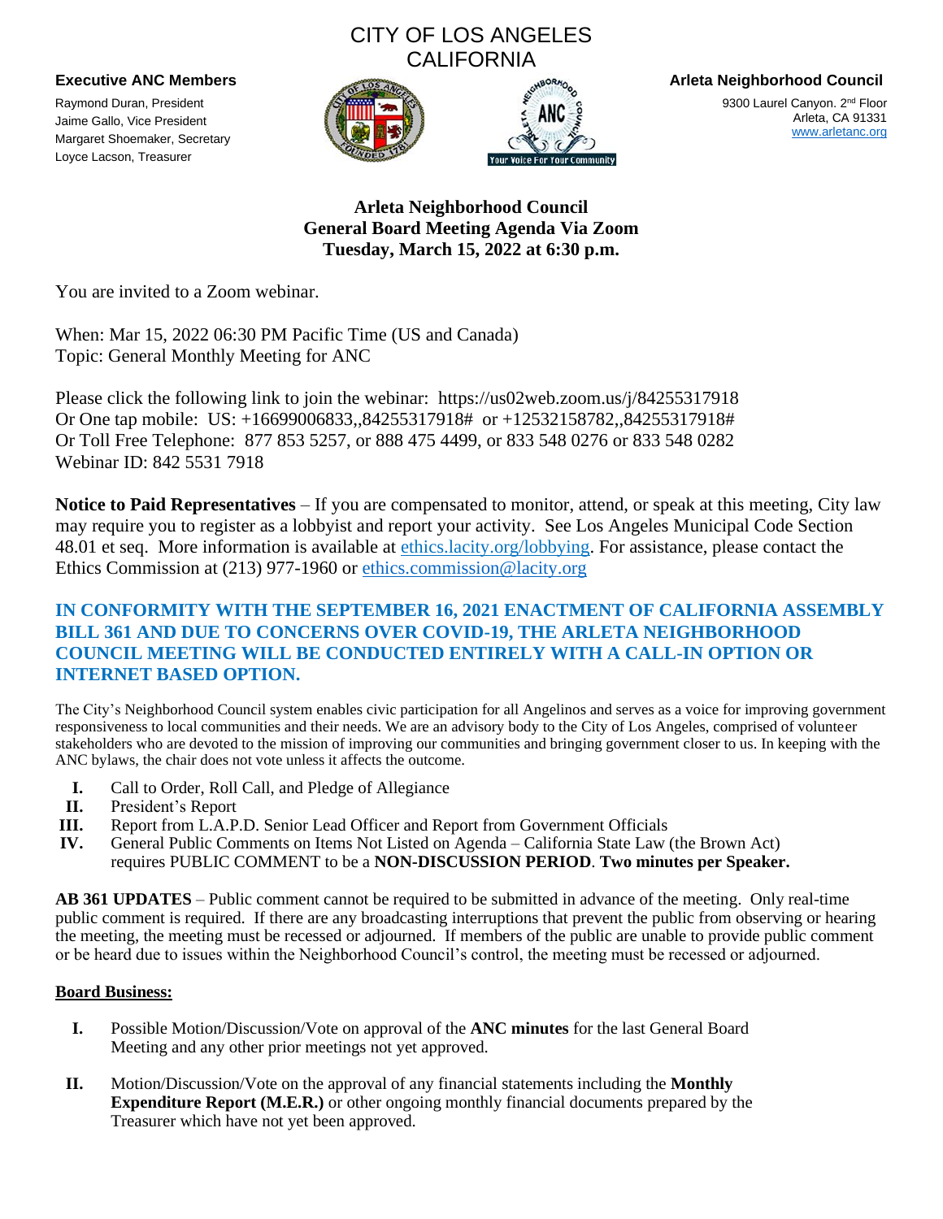# CITY OF LOS ANGELES
# CALIFORNIA

**Executive ANC Members**

Raymond Duran, President
Jaime Gallo, Vice President
Margaret Shoemaker, Secretary
Loyce Lacson, Treasurer

**Arleta Neighborhood Council**

9300 Laurel Canyon. 2nd Floor
Arleta, CA 91331
www.arletanc.org

Your Voice For Your Community

## Arleta Neighborhood Council
## General Board Meeting Agenda Via Zoom
## Tuesday, March 15, 2022 at 6:30 p.m.

You are invited to a Zoom webinar.

When: Mar 15, 2022 06:30 PM Pacific Time (US and Canada)
Topic: General Monthly Meeting for ANC

Please click the following link to join the webinar: https://us02web.zoom.us/j/84255317918
Or One tap mobile: US: +16699006833,,84255317918# or +12532158782,,84255317918#
Or Toll Free Telephone: 877 853 5257, or 888 475 4499, or 833 548 0276 or 833 548 0282
Webinar ID: 842 5531 7918

**Notice to Paid Representatives** – If you are compensated to monitor, attend, or speak at this meeting, City law may require you to register as a lobbyist and report your activity. See Los Angeles Municipal Code Section 48.01 et seq. More information is available at ethics.lacity.org/lobbying. For assistance, please contact the Ethics Commission at (213) 977-1960 or ethics.commission@lacity.org

**IN CONFORMITY WITH THE SEPTEMBER 16, 2021 ENACTMENT OF CALIFORNIA ASSEMBLY BILL 361 AND DUE TO CONCERNS OVER COVID-19, THE ARLETA NEIGHBORHOOD COUNCIL MEETING WILL BE CONDUCTED ENTIRELY WITH A CALL-IN OPTION OR INTERNET BASED OPTION.**

The City's Neighborhood Council system enables civic participation for all Angelinos and serves as a voice for improving government responsiveness to local communities and their needs. We are an advisory body to the City of Los Angeles, comprised of volunteer stakeholders who are devoted to the mission of improving our communities and bringing government closer to us. In keeping with the ANC bylaws, the chair does not vote unless it affects the outcome.

- **I.** Call to Order, Roll Call, and Pledge of Allegiance
- **II.** President's Report
- **III.** Report from L.A.P.D. Senior Lead Officer and Report from Government Officials
- **IV.** General Public Comments on Items Not Listed on Agenda – California State Law (the Brown Act) requires PUBLIC COMMENT to be a **NON-DISCUSSION PERIOD**. **Two minutes per Speaker.**

**AB 361 UPDATES** – Public comment cannot be required to be submitted in advance of the meeting. Only real-time public comment is required. If there are any broadcasting interruptions that prevent the public from observing or hearing the meeting, the meeting must be recessed or adjourned. If members of the public are unable to provide public comment or be heard due to issues within the Neighborhood Council's control, the meeting must be recessed or adjourned.

**Board Business:**

- **I.** Possible Motion/Discussion/Vote on approval of the **ANC minutes** for the last General Board Meeting and any other prior meetings not yet approved.
- **II.** Motion/Discussion/Vote on the approval of any financial statements including the **Monthly Expenditure Report (M.E.R.)** or other ongoing monthly financial documents prepared by the Treasurer which have not yet been approved.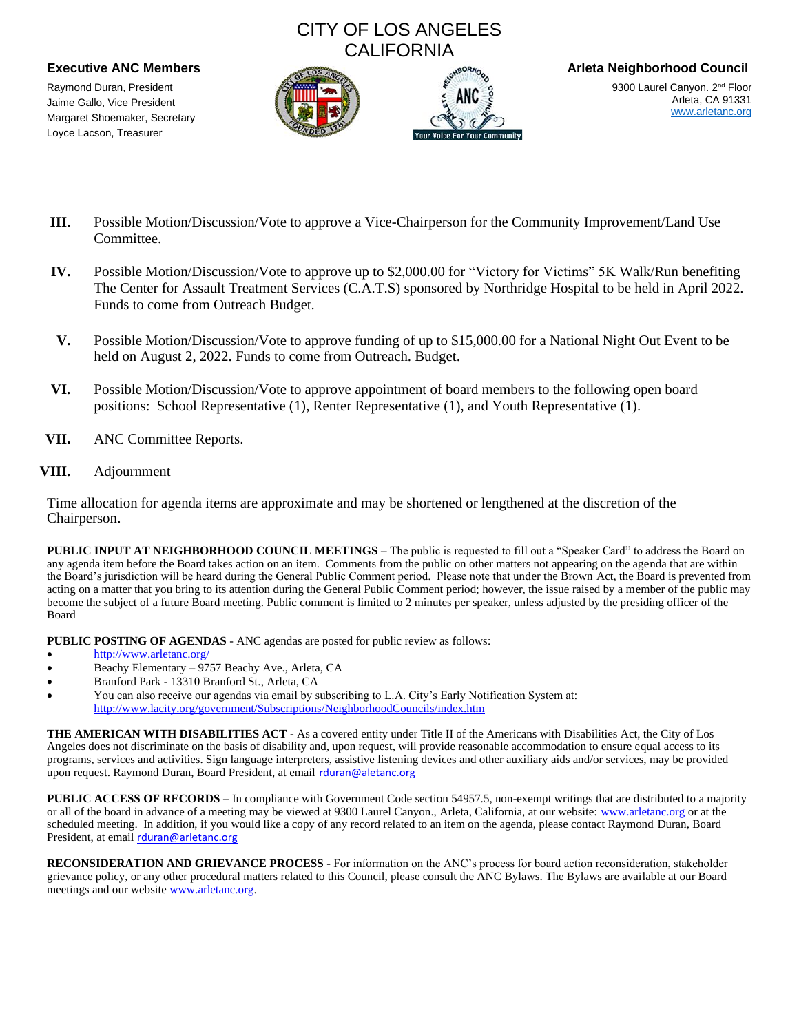# CITY OF LOS ANGELES
# CALIFORNIA

**Executive ANC Members**

Raymond Duran, President
Jaime Gallo, Vice President
Margaret Shoemaker, Secretary
Loyce Lacson, Treasurer

**Arleta Neighborhood Council**

9300 Laurel Canyon. 2nd Floor
Arleta, CA 91331
www.arletanc.org

**III.** Possible Motion/Discussion/Vote to approve a Vice-Chairperson for the Community Improvement/Land Use Committee.

**IV.** Possible Motion/Discussion/Vote to approve up to $2,000.00 for "Victory for Victims" 5K Walk/Run benefiting The Center for Assault Treatment Services (C.A.T.S) sponsored by Northridge Hospital to be held in April 2022. Funds to come from Outreach Budget.

**V.** Possible Motion/Discussion/Vote to approve funding of up to $15,000.00 for a National Night Out Event to be held on August 2, 2022. Funds to come from Outreach. Budget.

**VI.** Possible Motion/Discussion/Vote to approve appointment of board members to the following open board positions: School Representative (1), Renter Representative (1), and Youth Representative (1).

**VII.** ANC Committee Reports.

**VIII.** Adjournment

Time allocation for agenda items are approximate and may be shortened or lengthened at the discretion of the Chairperson.

**PUBLIC INPUT AT NEIGHBORHOOD COUNCIL MEETINGS** – The public is requested to fill out a "Speaker Card" to address the Board on any agenda item before the Board takes action on an item. Comments from the public on other matters not appearing on the agenda that are within the Board's jurisdiction will be heard during the General Public Comment period. Please note that under the Brown Act, the Board is prevented from acting on a matter that you bring to its attention during the General Public Comment period; however, the issue raised by a member of the public may become the subject of a future Board meeting. Public comment is limited to 2 minutes per speaker, unless adjusted by the presiding officer of the Board

**PUBLIC POSTING OF AGENDAS** - ANC agendas are posted for public review as follows:

- http://www.arletanc.org/
- Beachy Elementary – 9757 Beachy Ave., Arleta, CA
- Branford Park - 13310 Branford St., Arleta, CA
- You can also receive our agendas via email by subscribing to L.A. City's Early Notification System at: http://www.lacity.org/government/Subscriptions/NeighborhoodCouncils/index.htm

**THE AMERICAN WITH DISABILITIES ACT** - As a covered entity under Title II of the Americans with Disabilities Act, the City of Los Angeles does not discriminate on the basis of disability and, upon request, will provide reasonable accommodation to ensure equal access to its programs, services and activities. Sign language interpreters, assistive listening devices and other auxiliary aids and/or services, may be provided upon request. Raymond Duran, Board President, at email rduran@aletanc.org

**PUBLIC ACCESS OF RECORDS –** In compliance with Government Code section 54957.5, non-exempt writings that are distributed to a majority or all of the board in advance of a meeting may be viewed at 9300 Laurel Canyon., Arleta, California, at our website: www.arletanc.org or at the scheduled meeting. In addition, if you would like a copy of any record related to an item on the agenda, please contact Raymond Duran, Board President, at email rduran@arletanc.org

**RECONSIDERATION AND GRIEVANCE PROCESS** - For information on the ANC's process for board action reconsideration, stakeholder grievance policy, or any other procedural matters related to this Council, please consult the ANC Bylaws. The Bylaws are available at our Board meetings and our website www.arletanc.org.